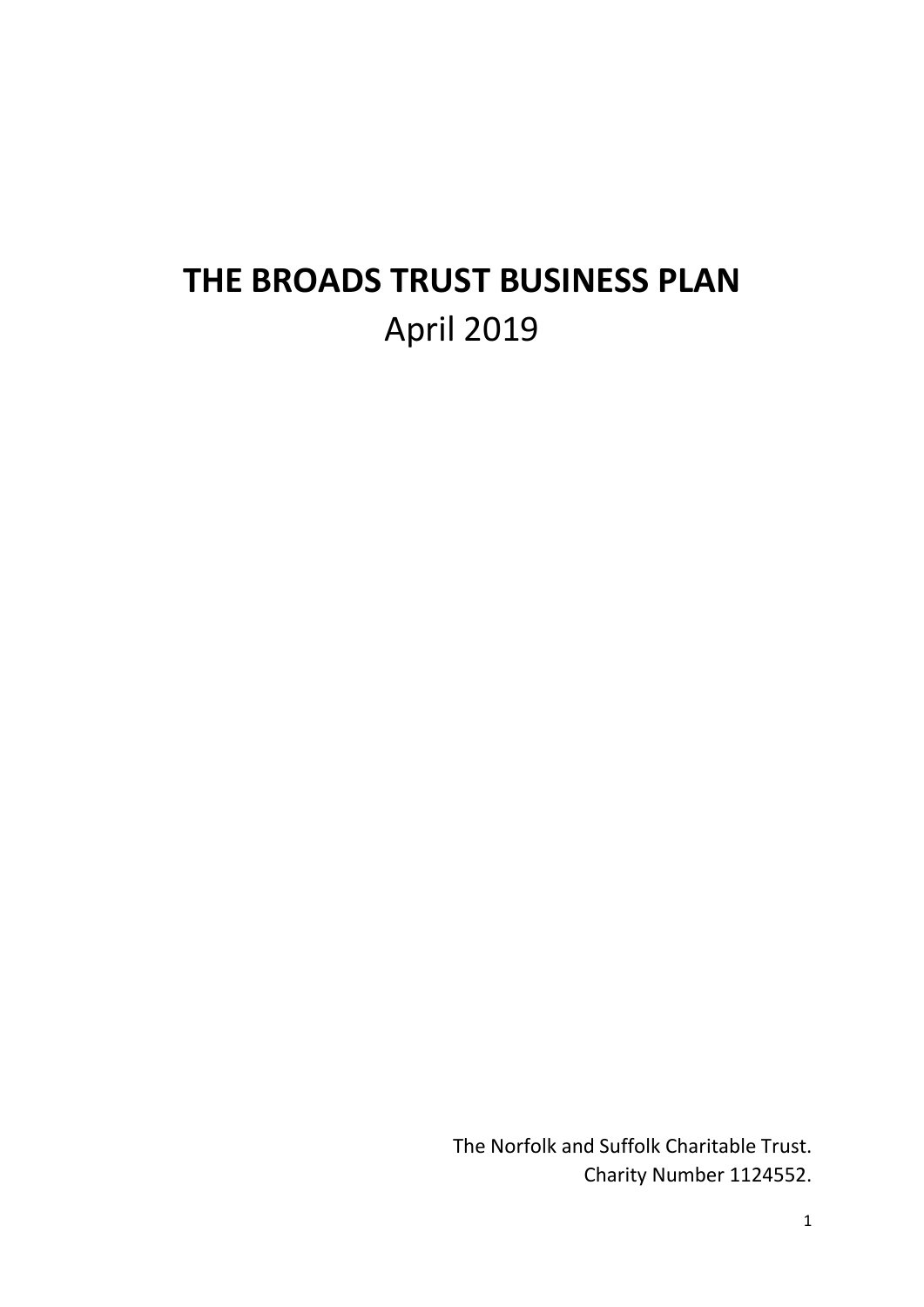# THE BROADS TRUST BUSINESS PLAN

April 2019

The Norfolk and Suffolk Charitable Trust.

Charity Number 1124552.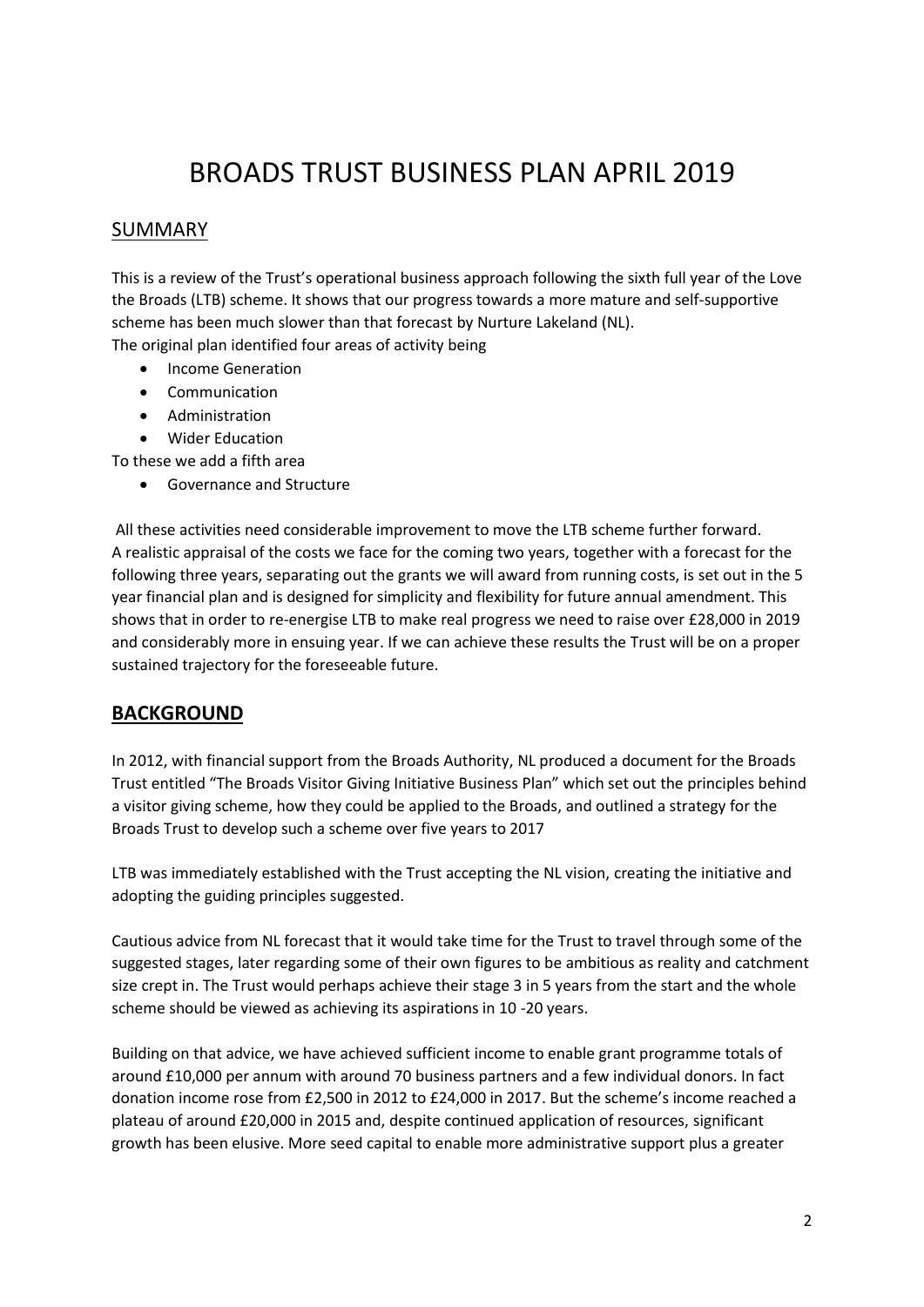# BROADS TRUST BUSINESS PLAN APRIL 2019

## SUMMARY

This is a review of the Trust's operational business approach following the sixth full year of the Love the Broads (LTB) scheme. It shows that our progress towards a more mature and self-supportive scheme has been much slower than that forecast by Nurture Lakeland (NL).
The original plan identified four areas of activity being

- Income Generation
- Communication
- Administration
- Wider Education

To these we add a fifth area

- Governance and Structure

All these activities need considerable improvement to move the LTB scheme further forward.
A realistic appraisal of the costs we face for the coming two years, together with a forecast for the following three years, separating out the grants we will award from running costs, is set out in the 5 year financial plan and is designed for simplicity and flexibility for future annual amendment. This shows that in order to re-energise LTB to make real progress we need to raise over £28,000 in 2019 and considerably more in ensuing year. If we can achieve these results the Trust will be on a proper sustained trajectory for the foreseeable future.

## BACKGROUND

In 2012, with financial support from the Broads Authority, NL produced a document for the Broads Trust entitled "The Broads Visitor Giving Initiative Business Plan" which set out the principles behind a visitor giving scheme, how they could be applied to the Broads, and outlined a strategy for the Broads Trust to develop such a scheme over five years to 2017

LTB was immediately established with the Trust accepting the NL vision, creating the initiative and adopting the guiding principles suggested.

Cautious advice from NL forecast that it would take time for the Trust to travel through some of the suggested stages, later regarding some of their own figures to be ambitious as reality and catchment size crept in. The Trust would perhaps achieve their stage 3 in 5 years from the start and the whole scheme should be viewed as achieving its aspirations in 10 -20 years.

Building on that advice, we have achieved sufficient income to enable grant programme totals of around £10,000 per annum with around 70 business partners and a few individual donors. In fact donation income rose from £2,500 in 2012 to £24,000 in 2017. But the scheme's income reached a plateau of around £20,000 in 2015 and, despite continued application of resources, significant growth has been elusive. More seed capital to enable more administrative support plus a greater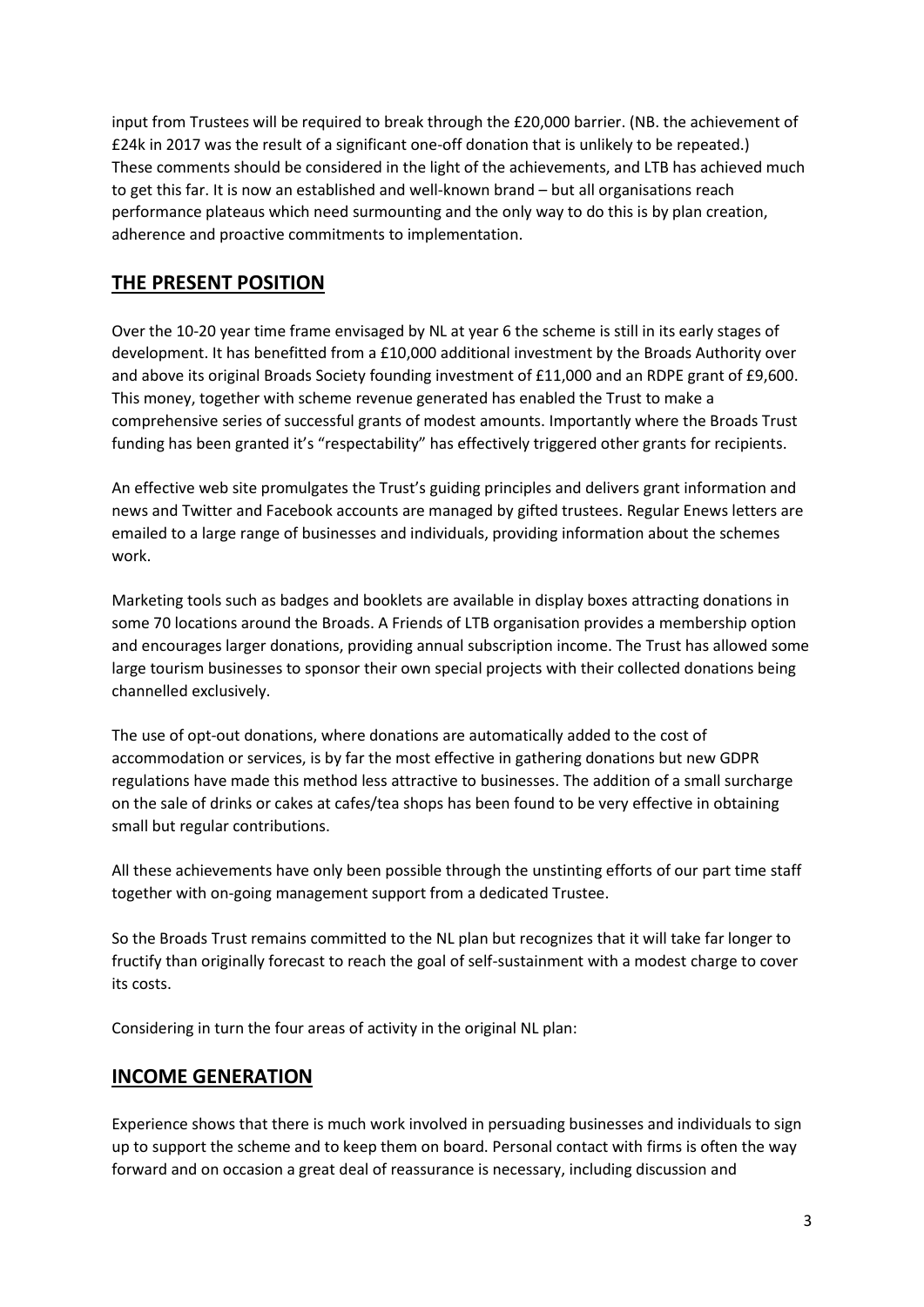input from Trustees will be required to break through the £20,000 barrier. (NB. the achievement of £24k in 2017 was the result of a significant one-off donation that is unlikely to be repeated.) These comments should be considered in the light of the achievements, and LTB has achieved much to get this far. It is now an established and well-known brand – but all organisations reach performance plateaus which need surmounting and the only way to do this is by plan creation, adherence and proactive commitments to implementation.

## THE PRESENT POSITION

Over the 10-20 year time frame envisaged by NL at year 6 the scheme is still in its early stages of development. It has benefitted from a £10,000 additional investment by the Broads Authority over and above its original Broads Society founding investment of £11,000 and an RDPE grant of £9,600. This money, together with scheme revenue generated has enabled the Trust to make a comprehensive series of successful grants of modest amounts. Importantly where the Broads Trust funding has been granted it's "respectability" has effectively triggered other grants for recipients.

An effective web site promulgates the Trust's guiding principles and delivers grant information and news and Twitter and Facebook accounts are managed by gifted trustees. Regular Enews letters are emailed to a large range of businesses and individuals, providing information about the schemes work.

Marketing tools such as badges and booklets are available in display boxes attracting donations in some 70 locations around the Broads. A Friends of LTB organisation provides a membership option and encourages larger donations, providing annual subscription income. The Trust has allowed some large tourism businesses to sponsor their own special projects with their collected donations being channelled exclusively.

The use of opt-out donations, where donations are automatically added to the cost of accommodation or services, is by far the most effective in gathering donations but new GDPR regulations have made this method less attractive to businesses. The addition of a small surcharge on the sale of drinks or cakes at cafes/tea shops has been found to be very effective in obtaining small but regular contributions.

All these achievements have only been possible through the unstinting efforts of our part time staff together with on-going management support from a dedicated Trustee.

So the Broads Trust remains committed to the NL plan but recognizes that it will take far longer to fructify than originally forecast to reach the goal of self-sustainment with a modest charge to cover its costs.

Considering in turn the four areas of activity in the original NL plan:

## INCOME GENERATION

Experience shows that there is much work involved in persuading businesses and individuals to sign up to support the scheme and to keep them on board. Personal contact with firms is often the way forward and on occasion a great deal of reassurance is necessary, including discussion and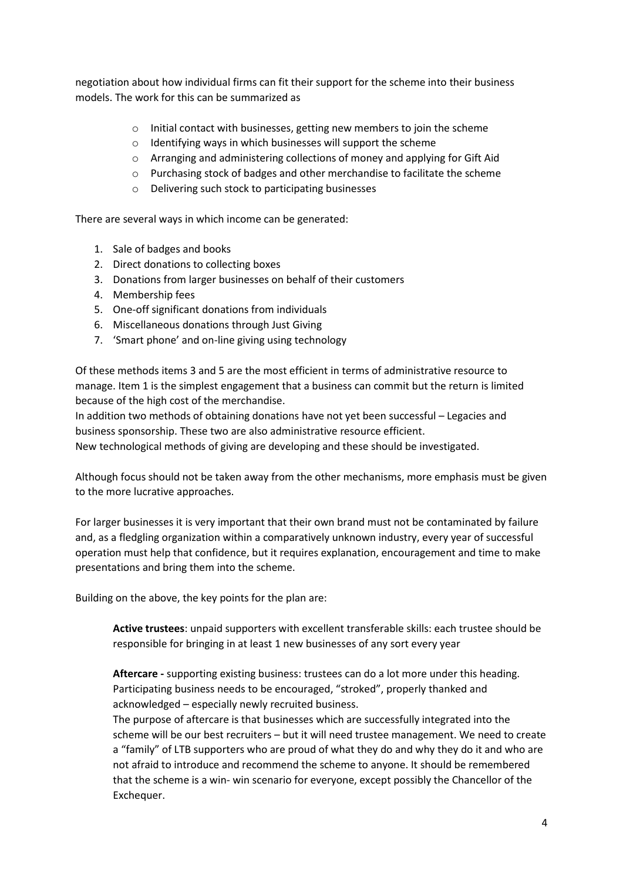negotiation about how individual firms can fit their support for the scheme into their business models. The work for this can be summarized as

- Initial contact with businesses, getting new members to join the scheme
- Identifying ways in which businesses will support the scheme
- Arranging and administering collections of money and applying for Gift Aid
- Purchasing stock of badges and other merchandise to facilitate the scheme
- Delivering such stock to participating businesses

There are several ways in which income can be generated:

1. Sale of badges and books
2. Direct donations to collecting boxes
3. Donations from larger businesses on behalf of their customers
4. Membership fees
5. One-off significant donations from individuals
6. Miscellaneous donations through Just Giving
7. 'Smart phone' and on-line giving using technology

Of these methods items 3 and 5 are the most efficient in terms of administrative resource to manage. Item 1 is the simplest engagement that a business can commit but the return is limited because of the high cost of the merchandise.
In addition two methods of obtaining donations have not yet been successful – Legacies and business sponsorship. These two are also administrative resource efficient.
New technological methods of giving are developing and these should be investigated.

Although focus should not be taken away from the other mechanisms, more emphasis must be given to the more lucrative approaches.

For larger businesses it is very important that their own brand must not be contaminated by failure and, as a fledgling organization within a comparatively unknown industry, every year of successful operation must help that confidence, but it requires explanation, encouragement and time to make presentations and bring them into the scheme.

Building on the above, the key points for the plan are:

**Active trustees**: unpaid supporters with excellent transferable skills: each trustee should be responsible for bringing in at least 1 new businesses of any sort every year

**Aftercare -** supporting existing business: trustees can do a lot more under this heading. Participating business needs to be encouraged, "stroked", properly thanked and acknowledged – especially newly recruited business.
The purpose of aftercare is that businesses which are successfully integrated into the scheme will be our best recruiters – but it will need trustee management. We need to create a "family" of LTB supporters who are proud of what they do and why they do it and who are not afraid to introduce and recommend the scheme to anyone. It should be remembered that the scheme is a win- win scenario for everyone, except possibly the Chancellor of the Exchequer.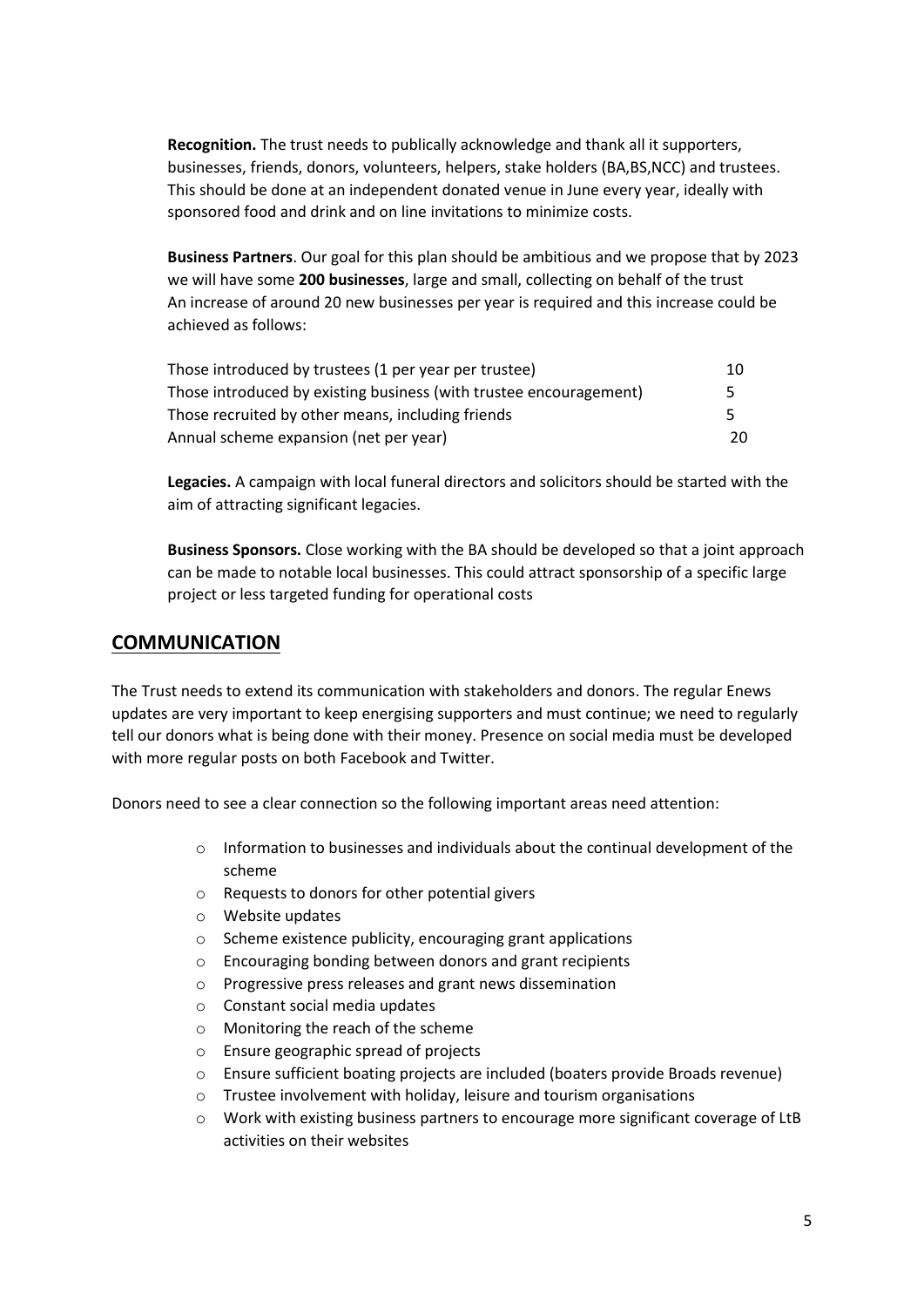**Recognition.** The trust needs to publically acknowledge and thank all it supporters, businesses, friends, donors, volunteers, helpers, stake holders (BA,BS,NCC) and trustees. This should be done at an independent donated venue in June every year, ideally with sponsored food and drink and on line invitations to minimize costs.

**Business Partners**. Our goal for this plan should be ambitious and we propose that by 2023 we will have some **200 businesses**, large and small, collecting on behalf of the trust An increase of around 20 new businesses per year is required and this increase could be achieved as follows:

| | |
|---|---|
| Those introduced by trustees (1 per year per trustee) | 10 |
| Those introduced by existing business (with trustee encouragement) | 5 |
| Those recruited by other means, including friends | 5 |
| Annual scheme expansion (net per year) | 20 |

**Legacies.** A campaign with local funeral directors and solicitors should be started with the aim of attracting significant legacies.

**Business Sponsors.** Close working with the BA should be developed so that a joint approach can be made to notable local businesses. This could attract sponsorship of a specific large project or less targeted funding for operational costs

## COMMUNICATION

The Trust needs to extend its communication with stakeholders and donors. The regular Enews updates are very important to keep energising supporters and must continue; we need to regularly tell our donors what is being done with their money. Presence on social media must be developed with more regular posts on both Facebook and Twitter.

Donors need to see a clear connection so the following important areas need attention:

- Information to businesses and individuals about the continual development of the scheme
- Requests to donors for other potential givers
- Website updates
- Scheme existence publicity, encouraging grant applications
- Encouraging bonding between donors and grant recipients
- Progressive press releases and grant news dissemination
- Constant social media updates
- Monitoring the reach of the scheme
- Ensure geographic spread of projects
- Ensure sufficient boating projects are included (boaters provide Broads revenue)
- Trustee involvement with holiday, leisure and tourism organisations
- Work with existing business partners to encourage more significant coverage of LtB activities on their websites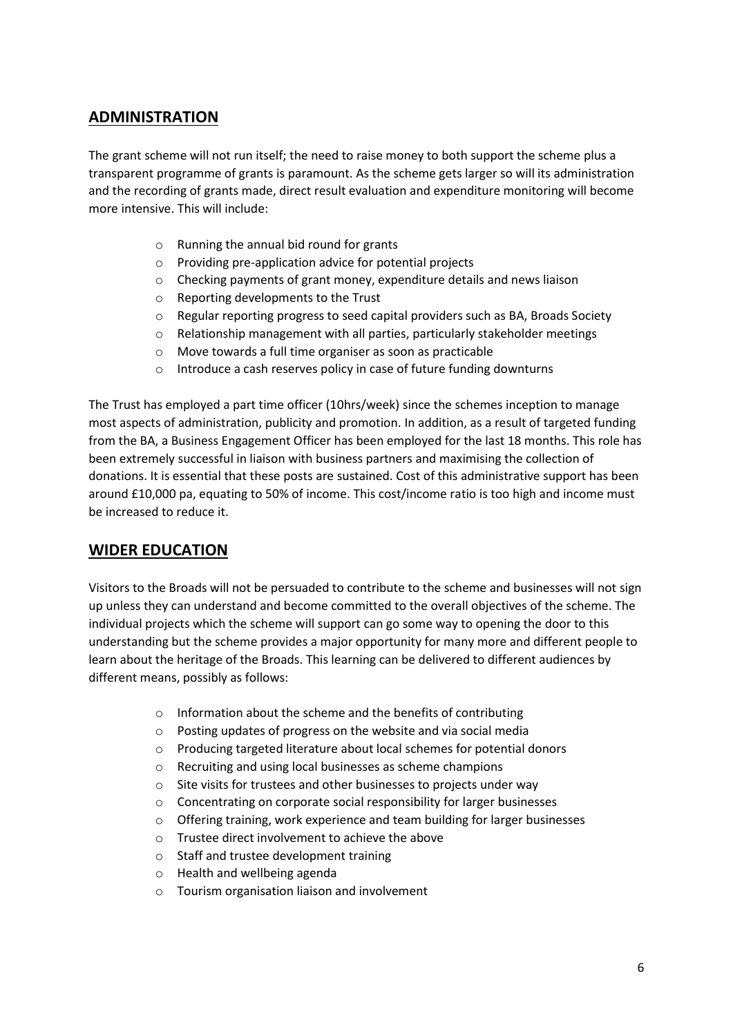## ADMINISTRATION

The grant scheme will not run itself; the need to raise money to both support the scheme plus a transparent programme of grants is paramount. As the scheme gets larger so will its administration and the recording of grants made, direct result evaluation and expenditure monitoring will become more intensive. This will include:

- Running the annual bid round for grants
- Providing pre-application advice for potential projects
- Checking payments of grant money, expenditure details and news liaison
- Reporting developments to the Trust
- Regular reporting progress to seed capital providers such as BA, Broads Society
- Relationship management with all parties, particularly stakeholder meetings
- Move towards a full time organiser as soon as practicable
- Introduce a cash reserves policy in case of future funding downturns

The Trust has employed a part time officer (10hrs/week) since the schemes inception to manage most aspects of administration, publicity and promotion. In addition, as a result of targeted funding from the BA, a Business Engagement Officer has been employed for the last 18 months. This role has been extremely successful in liaison with business partners and maximising the collection of donations. It is essential that these posts are sustained. Cost of this administrative support has been around £10,000 pa, equating to 50% of income. This cost/income ratio is too high and income must be increased to reduce it.

## WIDER EDUCATION

Visitors to the Broads will not be persuaded to contribute to the scheme and businesses will not sign up unless they can understand and become committed to the overall objectives of the scheme. The individual projects which the scheme will support can go some way to opening the door to this understanding but the scheme provides a major opportunity for many more and different people to learn about the heritage of the Broads. This learning can be delivered to different audiences by different means, possibly as follows:

- Information about the scheme and the benefits of contributing
- Posting updates of progress on the website and via social media
- Producing targeted literature about local schemes for potential donors
- Recruiting and using local businesses as scheme champions
- Site visits for trustees and other businesses to projects under way
- Concentrating on corporate social responsibility for larger businesses
- Offering training, work experience and team building for larger businesses
- Trustee direct involvement to achieve the above
- Staff and trustee development training
- Health and wellbeing agenda
- Tourism organisation liaison and involvement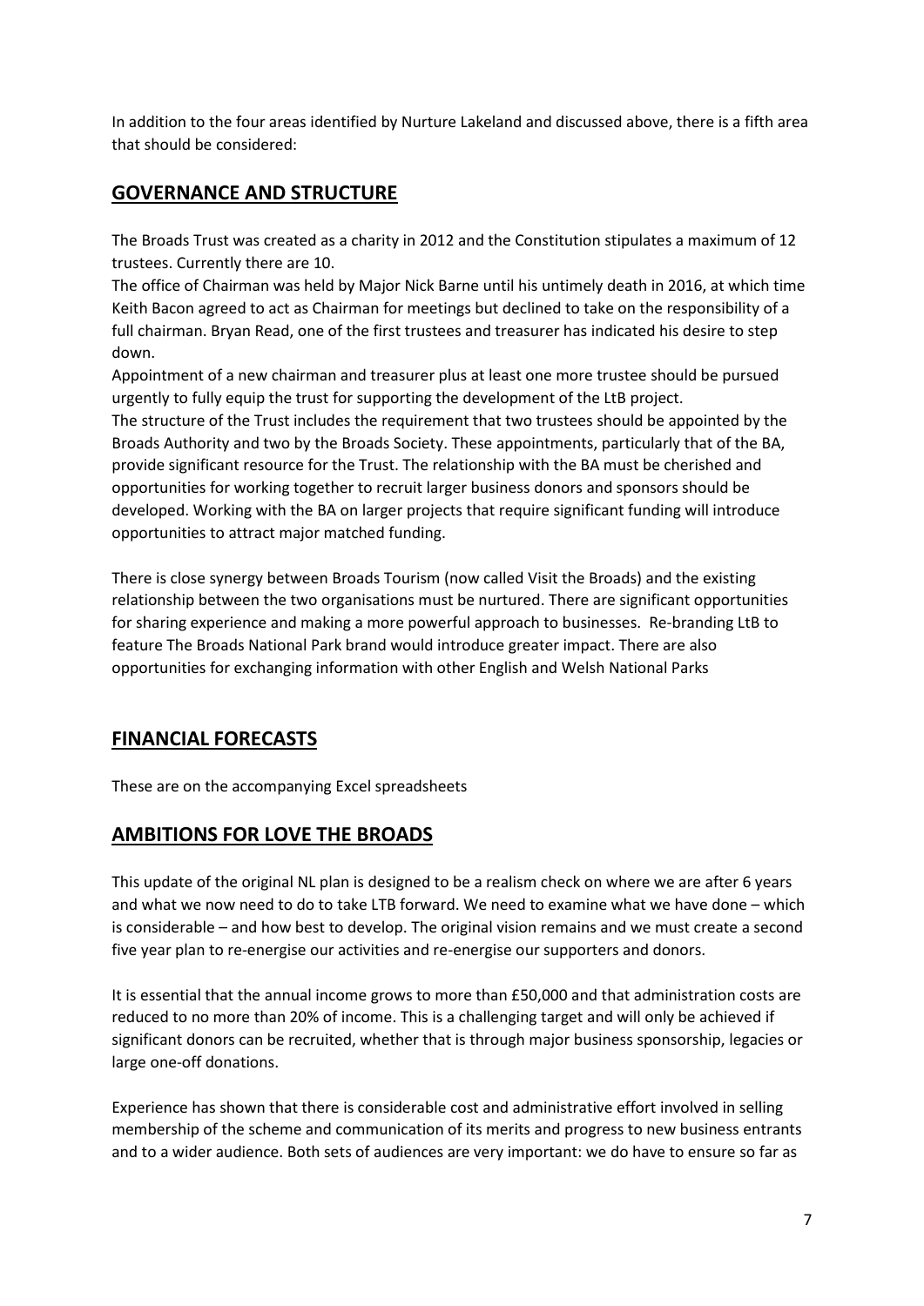In addition to the four areas identified by Nurture Lakeland and discussed above, there is a fifth area that should be considered:

## GOVERNANCE AND STRUCTURE

The Broads Trust was created as a charity in 2012 and the Constitution stipulates a maximum of 12 trustees. Currently there are 10.

The office of Chairman was held by Major Nick Barne until his untimely death in 2016, at which time Keith Bacon agreed to act as Chairman for meetings but declined to take on the responsibility of a full chairman. Bryan Read, one of the first trustees and treasurer has indicated his desire to step down.

Appointment of a new chairman and treasurer plus at least one more trustee should be pursued urgently to fully equip the trust for supporting the development of the LtB project.

The structure of the Trust includes the requirement that two trustees should be appointed by the Broads Authority and two by the Broads Society. These appointments, particularly that of the BA, provide significant resource for the Trust. The relationship with the BA must be cherished and opportunities for working together to recruit larger business donors and sponsors should be developed. Working with the BA on larger projects that require significant funding will introduce opportunities to attract major matched funding.

There is close synergy between Broads Tourism (now called Visit the Broads) and the existing relationship between the two organisations must be nurtured. There are significant opportunities for sharing experience and making a more powerful approach to businesses. Re-branding LtB to feature The Broads National Park brand would introduce greater impact. There are also opportunities for exchanging information with other English and Welsh National Parks

## FINANCIAL FORECASTS

These are on the accompanying Excel spreadsheets

## AMBITIONS FOR LOVE THE BROADS

This update of the original NL plan is designed to be a realism check on where we are after 6 years and what we now need to do to take LTB forward. We need to examine what we have done – which is considerable – and how best to develop. The original vision remains and we must create a second five year plan to re-energise our activities and re-energise our supporters and donors.

It is essential that the annual income grows to more than £50,000 and that administration costs are reduced to no more than 20% of income. This is a challenging target and will only be achieved if significant donors can be recruited, whether that is through major business sponsorship, legacies or large one-off donations.

Experience has shown that there is considerable cost and administrative effort involved in selling membership of the scheme and communication of its merits and progress to new business entrants and to a wider audience. Both sets of audiences are very important: we do have to ensure so far as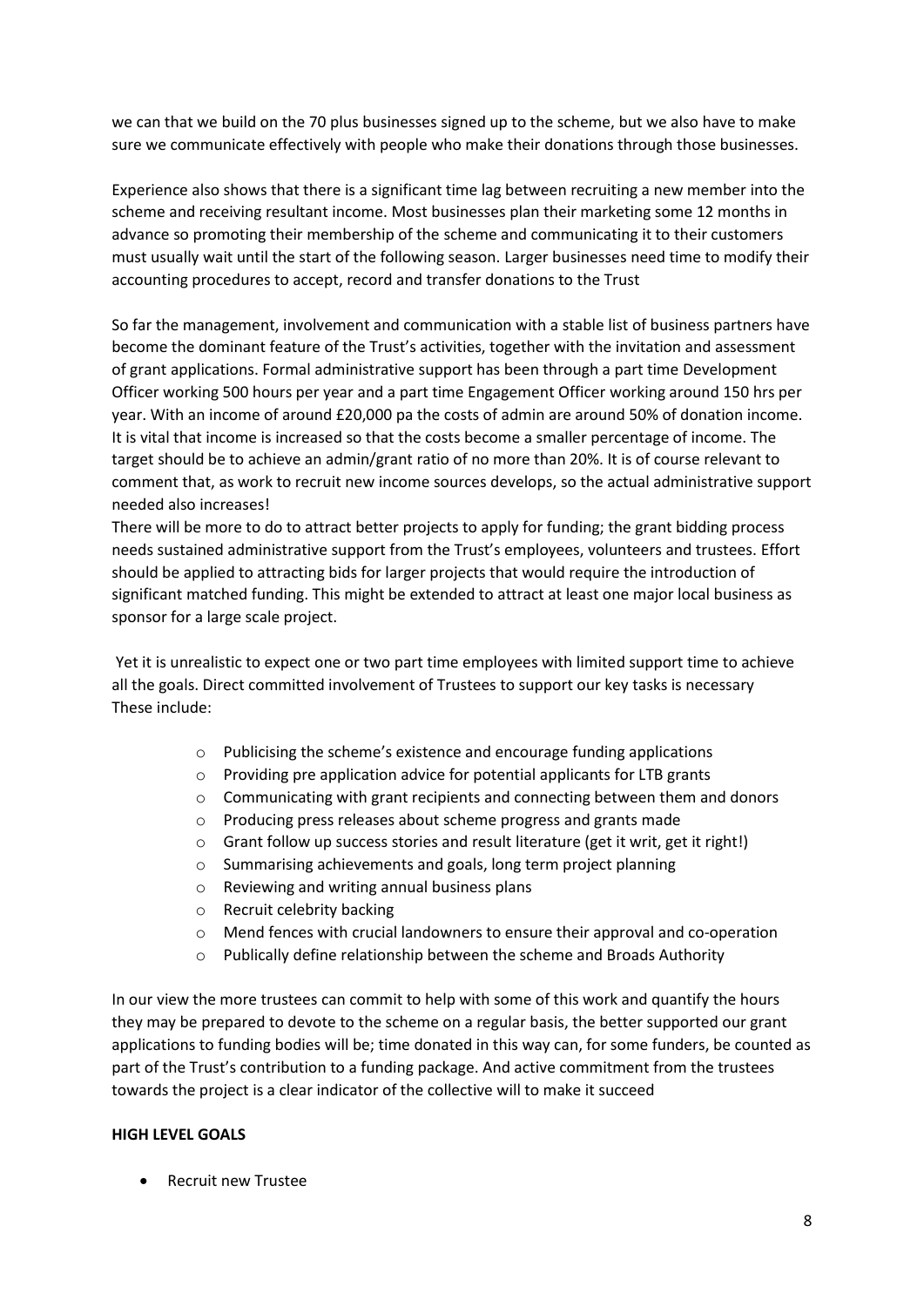we can that we build on the 70 plus businesses signed up to the scheme, but we also have to make sure we communicate effectively with people who make their donations through those businesses.

Experience also shows that there is a significant time lag between recruiting a new member into the scheme and receiving resultant income. Most businesses plan their marketing some 12 months in advance so promoting their membership of the scheme and communicating it to their customers must usually wait until the start of the following season. Larger businesses need time to modify their accounting procedures to accept, record and transfer donations to the Trust

So far the management, involvement and communication with a stable list of business partners have become the dominant feature of the Trust's activities, together with the invitation and assessment of grant applications. Formal administrative support has been through a part time Development Officer working 500 hours per year and a part time Engagement Officer working around 150 hrs per year. With an income of around £20,000 pa the costs of admin are around 50% of donation income. It is vital that income is increased so that the costs become a smaller percentage of income. The target should be to achieve an admin/grant ratio of no more than 20%. It is of course relevant to comment that, as work to recruit new income sources develops, so the actual administrative support needed also increases!

There will be more to do to attract better projects to apply for funding; the grant bidding process needs sustained administrative support from the Trust's employees, volunteers and trustees. Effort should be applied to attracting bids for larger projects that would require the introduction of significant matched funding. This might be extended to attract at least one major local business as sponsor for a large scale project.

Yet it is unrealistic to expect one or two part time employees with limited support time to achieve all the goals. Direct committed involvement of Trustees to support our key tasks is necessary These include:

- Publicising the scheme's existence and encourage funding applications
- Providing pre application advice for potential applicants for LTB grants
- Communicating with grant recipients and connecting between them and donors
- Producing press releases about scheme progress and grants made
- Grant follow up success stories and result literature (get it writ, get it right!)
- Summarising achievements and goals, long term project planning
- Reviewing and writing annual business plans
- Recruit celebrity backing
- Mend fences with crucial landowners to ensure their approval and co-operation
- Publically define relationship between the scheme and Broads Authority

In our view the more trustees can commit to help with some of this work and quantify the hours they may be prepared to devote to the scheme on a regular basis, the better supported our grant applications to funding bodies will be; time donated in this way can, for some funders, be counted as part of the Trust's contribution to a funding package. And active commitment from the trustees towards the project is a clear indicator of the collective will to make it succeed

**HIGH LEVEL GOALS**

- Recruit new Trustee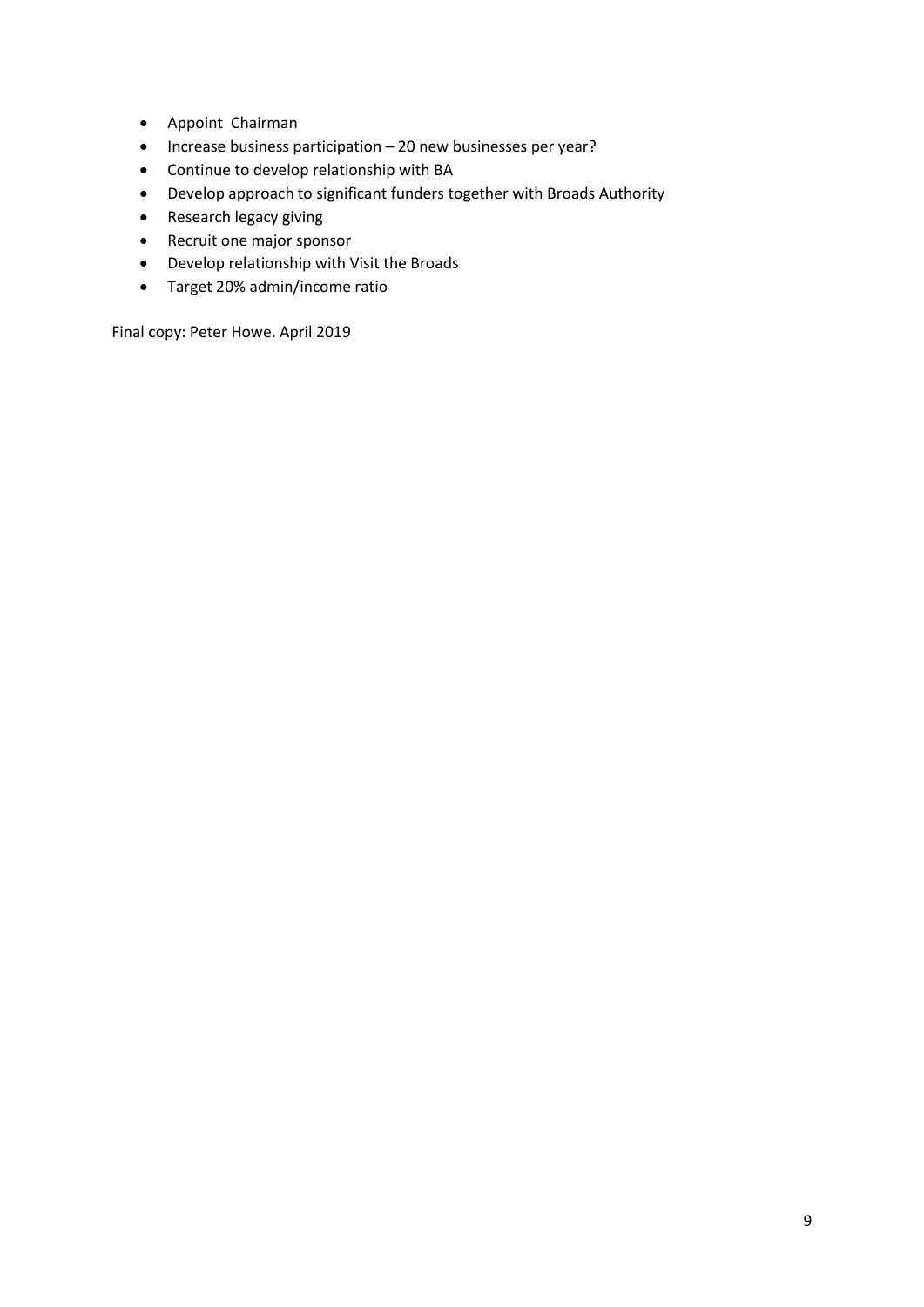- Appoint  Chairman
- Increase business participation – 20 new businesses per year?
- Continue to develop relationship with BA
- Develop approach to significant funders together with Broads Authority
- Research legacy giving
- Recruit one major sponsor
- Develop relationship with Visit the Broads
- Target 20% admin/income ratio

Final copy: Peter Howe. April 2019